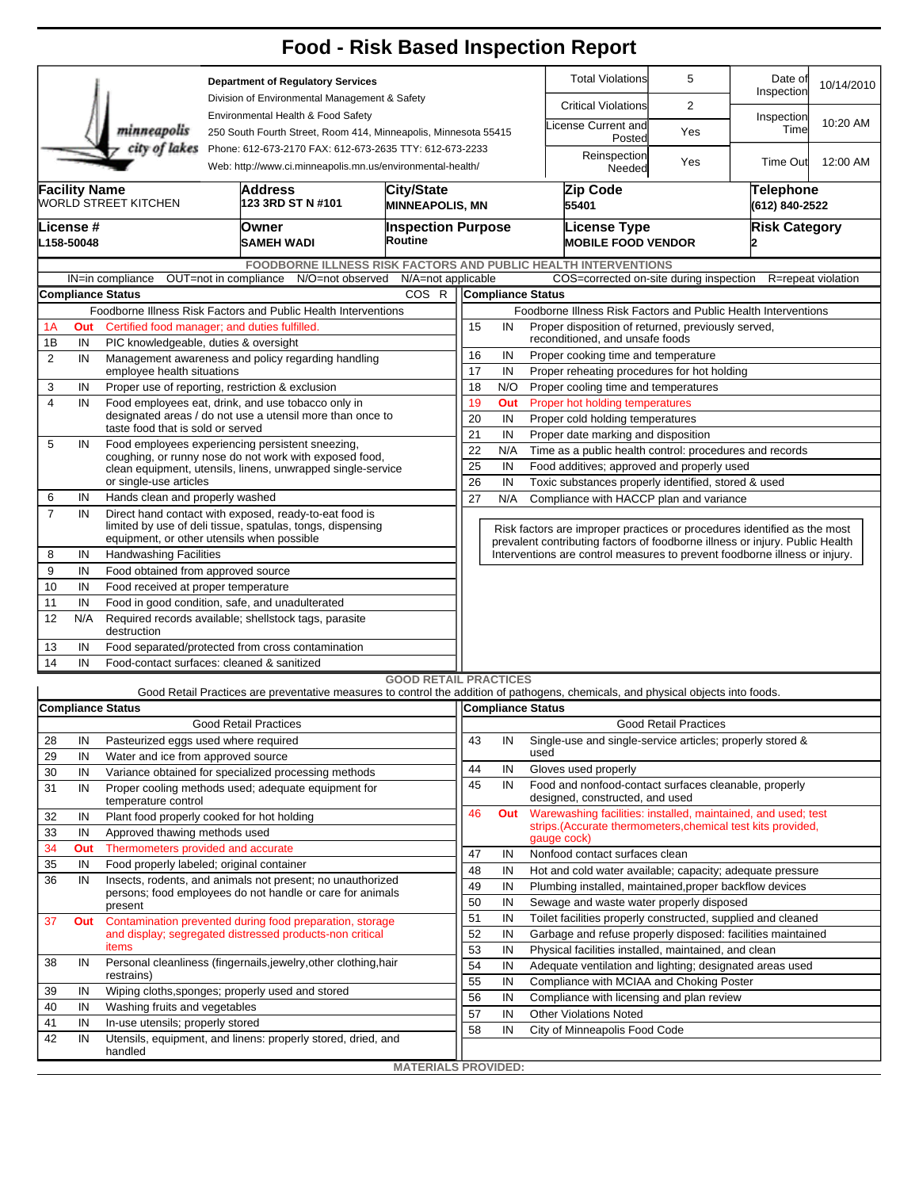# Food - Risk Based Inspection Report

**Department of Regulatory Services**
Division of Environmental Management & Safety
Environmental Health & Food Safety
250 South Fourth Street, Room 414, Minneapolis, Minnesota 55415
Phone: 612-673-2170 FAX: 612-673-2635 TTY: 612-673-2233
Web: http://www.ci.minneapolis.mn.us/environmental-health/

| | | | |
|---|---|---|---|
| Total Violations | 5 | Date of Inspection | 10/14/2010 |
| Critical Violations | 2 | Inspection Time | 10:20 AM |
| License Current and Posted | Yes | | |
| Reinspection Needed | Yes | Time Out | 12:00 AM |

| Facility Name | Address | City/State | Zip Code | Telephone |
|---|---|---|---|---|
| WORLD STREET KITCHEN | 123 3RD ST N #101 | MINNEAPOLIS, MN | 55401 | (612) 840-2522 |

| License # | Owner | Inspection Purpose | License Type | Risk Category |
|---|---|---|---|---|
| L158-50048 | SAMEH WADI | Routine | MOBILE FOOD VENDOR | 2 |

## FOODBORNE ILLNESS RISK FACTORS AND PUBLIC HEALTH INTERVENTIONS

IN=in compliance OUT=not in compliance N/O=not observed N/A=not applicable COS=corrected on-site during inspection R=repeat violation

| # | Compliance Status | Foodborne Illness Risk Factors and Public Health Interventions | COS | R |
|---|---|---|---|---|
| 1A | Out | Certified food manager; and duties fulfilled. | | |
| 1B | IN | PIC knowledgeable, duties & oversight | | |
| 2 | IN | Management awareness and policy regarding handling employee health situations | | |
| 3 | IN | Proper use of reporting, restriction & exclusion | | |
| 4 | IN | Food employees eat, drink, and use tobacco only in designated areas / do not use a utensil more than once to taste food that is sold or served | | |
| 5 | IN | Food employees experiencing persistent sneezing, coughing, or runny nose do not work with exposed food, clean equipment, utensils, linens, unwrapped single-service or single-use articles | | |
| 6 | IN | Hands clean and properly washed | | |
| 7 | IN | Direct hand contact with exposed, ready-to-eat food is limited by use of deli tissue, spatulas, tongs, dispensing equipment, or other utensils when possible | | |
| 8 | IN | Handwashing Facilities | | |
| 9 | IN | Food obtained from approved source | | |
| 10 | IN | Food received at proper temperature | | |
| 11 | IN | Food in good condition, safe, and unadulterated | | |
| 12 | N/A | Required records available; shellstock tags, parasite destruction | | |
| 13 | IN | Food separated/protected from cross contamination | | |
| 14 | IN | Food-contact surfaces: cleaned & sanitized | | |
| 15 | IN | Proper disposition of returned, previously served, reconditioned, and unsafe foods | | |
| 16 | IN | Proper cooking time and temperature | | |
| 17 | IN | Proper reheating procedures for hot holding | | |
| 18 | N/O | Proper cooling time and temperatures | | |
| 19 | Out | Proper hot holding temperatures | | |
| 20 | IN | Proper cold holding temperatures | | |
| 21 | IN | Proper date marking and disposition | | |
| 22 | N/A | Time as a public health control: procedures and records | | |
| 25 | IN | Food additives; approved and properly used | | |
| 26 | IN | Toxic substances properly identified, stored & used | | |
| 27 | N/A | Compliance with HACCP plan and variance | | |

Risk factors are improper practices or procedures identified as the most prevalent contributing factors of foodborne illness or injury. Public Health Interventions are control measures to prevent foodborne illness or injury.

## GOOD RETAIL PRACTICES

Good Retail Practices are preventative measures to control the addition of pathogens, chemicals, and physical objects into foods.

| # | Compliance Status | Good Retail Practices |
|---|---|---|
| 28 | IN | Pasteurized eggs used where required |
| 29 | IN | Water and ice from approved source |
| 30 | IN | Variance obtained for specialized processing methods |
| 31 | IN | Proper cooling methods used; adequate equipment for temperature control |
| 32 | IN | Plant food properly cooked for hot holding |
| 33 | IN | Approved thawing methods used |
| 34 | Out | Thermometers provided and accurate |
| 35 | IN | Food properly labeled; original container |
| 36 | IN | Insects, rodents, and animals not present; no unauthorized persons; food employees do not handle or care for animals present |
| 37 | Out | Contamination prevented during food preparation, storage and display; segregated distressed products-non critical items |
| 38 | IN | Personal cleanliness (fingernails,jewelry,other clothing,hair restrains) |
| 39 | IN | Wiping cloths,sponges; properly used and stored |
| 40 | IN | Washing fruits and vegetables |
| 41 | IN | In-use utensils; properly stored |
| 42 | IN | Utensils, equipment, and linens: properly stored, dried, and handled |
| 43 | IN | Single-use and single-service articles; properly stored & used |
| 44 | IN | Gloves used properly |
| 45 | IN | Food and nonfood-contact surfaces cleanable, properly designed, constructed, and used |
| 46 | Out | Warewashing facilities: installed, maintained, and used; test strips.(Accurate thermometers,chemical test kits provided, gauge cock) |
| 47 | IN | Nonfood contact surfaces clean |
| 48 | IN | Hot and cold water available; capacity; adequate pressure |
| 49 | IN | Plumbing installed, maintained,proper backflow devices |
| 50 | IN | Sewage and waste water properly disposed |
| 51 | IN | Toilet facilities properly constructed, supplied and cleaned |
| 52 | IN | Garbage and refuse properly disposed: facilities maintained |
| 53 | IN | Physical facilities installed, maintained, and clean |
| 54 | IN | Adequate ventilation and lighting; designated areas used |
| 55 | IN | Compliance with MCIAA and Choking Poster |
| 56 | IN | Compliance with licensing and plan review |
| 57 | IN | Other Violations Noted |
| 58 | IN | City of Minneapolis Food Code |

**MATERIALS PROVIDED:**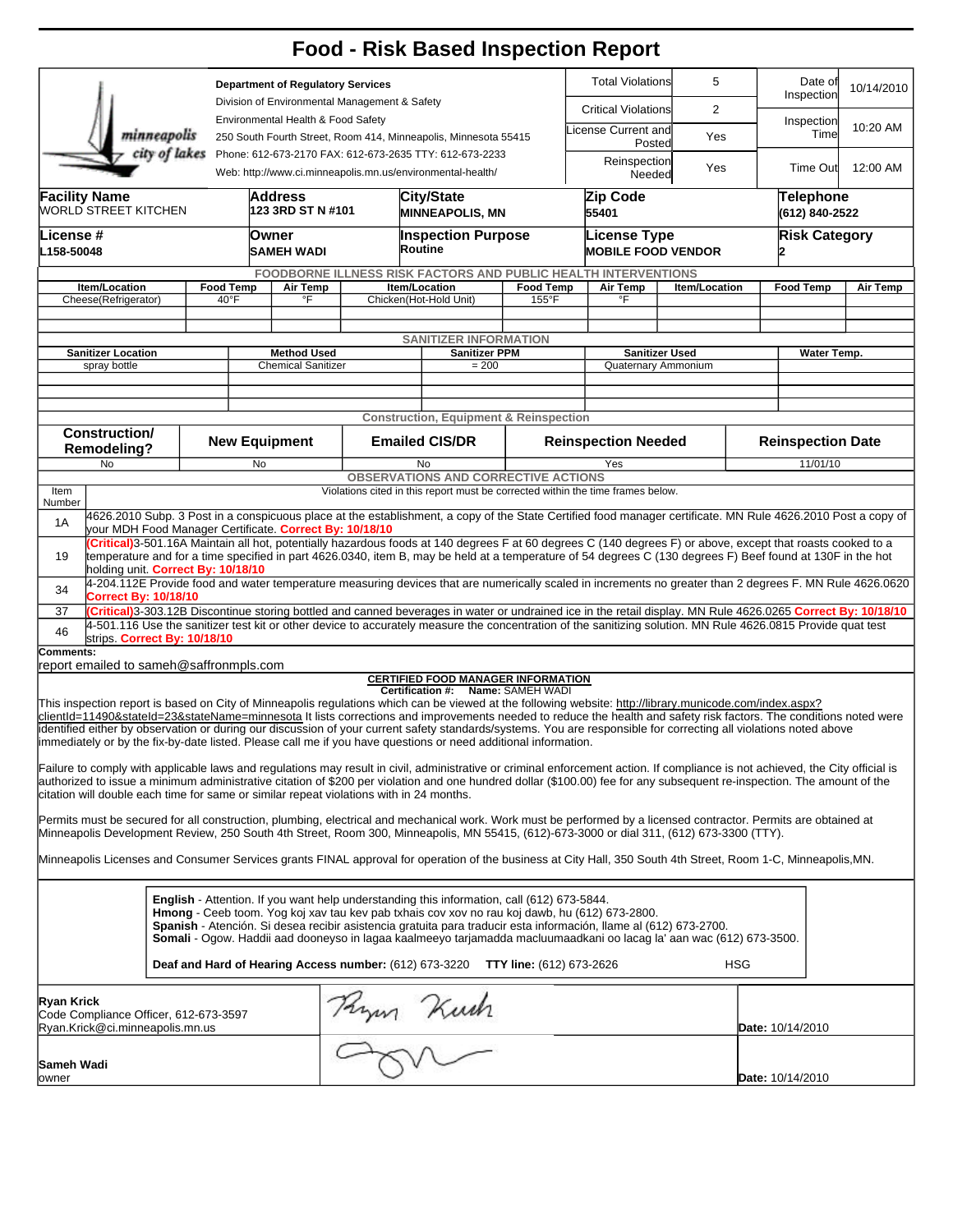# Food - Risk Based Inspection Report

| | | | |
|---|---|---|---|
| **Department of Regulatory Services**<br>Division of Environmental Management & Safety<br>Environmental Health & Food Safety<br>250 South Fourth Street, Room 414, Minneapolis, Minnesota 55415<br>Phone: 612-673-2170 FAX: 612-673-2635 TTY: 612-673-2233<br>Web: http://www.ci.minneapolis.mn.us/environmental-health/ | Total Violations: 5<br>Critical Violations: 2<br>License Current and Posted: Yes<br>Reinspection Needed: Yes | Date of Inspection: 10/14/2010<br>Inspection Time: 10:20 AM<br>Time Out: 12:00 AM | |

| Facility Name | Address | City/State | Zip Code | Telephone |
|---|---|---|---|---|
| WORLD STREET KITCHEN | 123 3RD ST N #101 | MINNEAPOLIS, MN | 55401 | (612) 840-2522 |
| **License #** | **Owner** | **Inspection Purpose** | **License Type** | **Risk Category** |
| L158-50048 | SAMEH WADI | Routine | MOBILE FOOD VENDOR | 2 |

## FOODBORNE ILLNESS RISK FACTORS AND PUBLIC HEALTH INTERVENTIONS

| Item/Location | Food Temp | Air Temp | Item/Location | Food Temp | Air Temp | Item/Location | Food Temp | Air Temp |
|---|---|---|---|---|---|---|---|---|
| Cheese(Refrigerator) | 40°F | °F | Chicken(Hot-Hold Unit) | 155°F | °F | | | |

## SANITIZER INFORMATION

| Sanitizer Location | Method Used | Sanitizer PPM | Sanitizer Used | Water Temp. |
|---|---|---|---|---|
| spray bottle | Chemical Sanitizer | = 200 | Quaternary Ammonium | |

## Construction, Equipment & Reinspection

| Construction/ Remodeling? | New Equipment | Emailed CIS/DR | Reinspection Needed | Reinspection Date |
|---|---|---|---|---|
| No | No | No | Yes | 11/01/10 |

## OBSERVATIONS AND CORRECTIVE ACTIONS

Violations cited in this report must be corrected within the time frames below.

| Item Number | |
|---|---|
| 1A | 4626.2010 Subp. 3 Post in a conspicuous place at the establishment, a copy of the State Certified food manager certificate. MN Rule 4626.2010 Post a copy of your MDH Food Manager Certificate. **Correct By: 10/18/10** |
| 19 | **(Critical)**3-501.16A Maintain all hot, potentially hazardous foods at 140 degrees F at 60 degrees C (140 degrees F) or above, except that roasts cooked to a temperature and for a time specified in part 4626.0340, item B, may be held at a temperature of 54 degrees C (130 degrees F) Beef found at 130F in the hot holding unit. **Correct By: 10/18/10** |
| 34 | 4-204.112E Provide food and water temperature measuring devices that are numerically scaled in increments no greater than 2 degrees F. MN Rule 4626.0620 **Correct By: 10/18/10** |
| 37 | **(Critical)**3-303.12B Discontinue storing bottled and canned beverages in water or undrained ice in the retail display. MN Rule 4626.0265 **Correct By: 10/18/10** |
| 46 | 4-501.116 Use the sanitizer test kit or other device to accurately measure the concentration of the sanitizing solution. MN Rule 4626.0815 Provide quat test strips. **Correct By: 10/18/10** |

**Comments:**
report emailed to sameh@saffronmpls.com

**CERTIFIED FOOD MANAGER INFORMATION**
**Certification #:** **Name:** SAMEH WADI

This inspection report is based on City of Minneapolis regulations which can be viewed at the following website: http://library.municode.com/index.aspx?clientId=11490&stateId=23&stateName=minnesota It lists corrections and improvements needed to reduce the health and safety risk factors. The conditions noted were identified either by observation or during our discussion of your current safety standards/systems. You are responsible for correcting all violations noted above immediately or by the fix-by-date listed. Please call me if you have questions or need additional information.

Failure to comply with applicable laws and regulations may result in civil, administrative or criminal enforcement action. If compliance is not achieved, the City official is authorized to issue a minimum administrative citation of $200 per violation and one hundred dollar ($100.00) fee for any subsequent re-inspection. The amount of the citation will double each time for same or similar repeat violations with in 24 months.

Permits must be secured for all construction, plumbing, electrical and mechanical work. Work must be performed by a licensed contractor. Permits are obtained at Minneapolis Development Review, 250 South 4th Street, Room 300, Minneapolis, MN 55415, (612)-673-3000 or dial 311, (612) 673-3300 (TTY).

Minneapolis Licenses and Consumer Services grants FINAL approval for operation of the business at City Hall, 350 South 4th Street, Room 1-C, Minneapolis,MN.

**English** - Attention. If you want help understanding this information, call (612) 673-5844.
**Hmong** - Ceeb toom. Yog koj xav tau kev pab txhais cov xov no rau koj dawb, hu (612) 673-2800.
**Spanish** - Atención. Si desea recibir asistencia gratuita para traducir esta información, llame al (612) 673-2700.
**Somali** - Ogow. Haddii aad dooneyso in lagaa kaalmeeyo tarjamadda macluumaadkani oo lacag la' aan wac (612) 673-3500.

**Deaf and Hard of Hearing Access number:** (612) 673-3220 **TTY line:** (612) 673-2626 HSG

**Ryan Krick**
Code Compliance Officer, 612-673-3597
Ryan.Krick@ci.minneapolis.mn.us
**Date:** 10/14/2010

**Sameh Wadi**
owner
**Date:** 10/14/2010